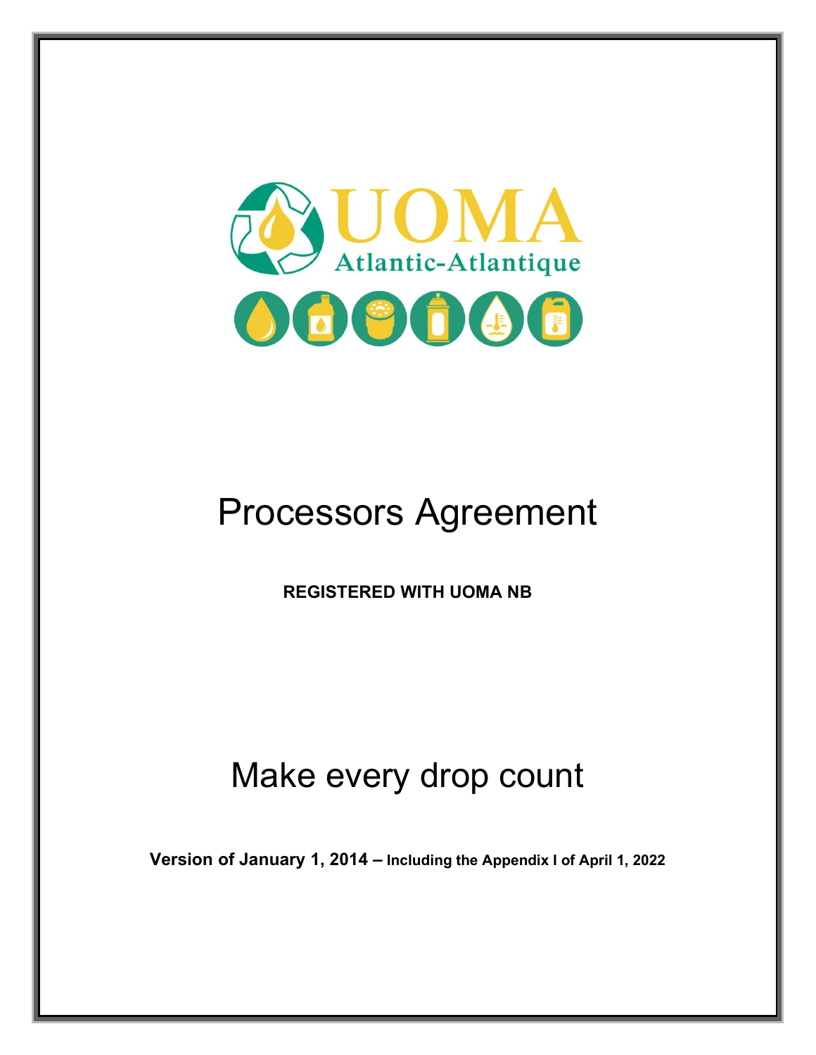UOMA

Atlantic-Atlantique

# Processors Agreement

**REGISTERED WITH UOMA NB**

## Make every drop count

**Version of January 1, 2014 – Including the Appendix I of April 1, 2022**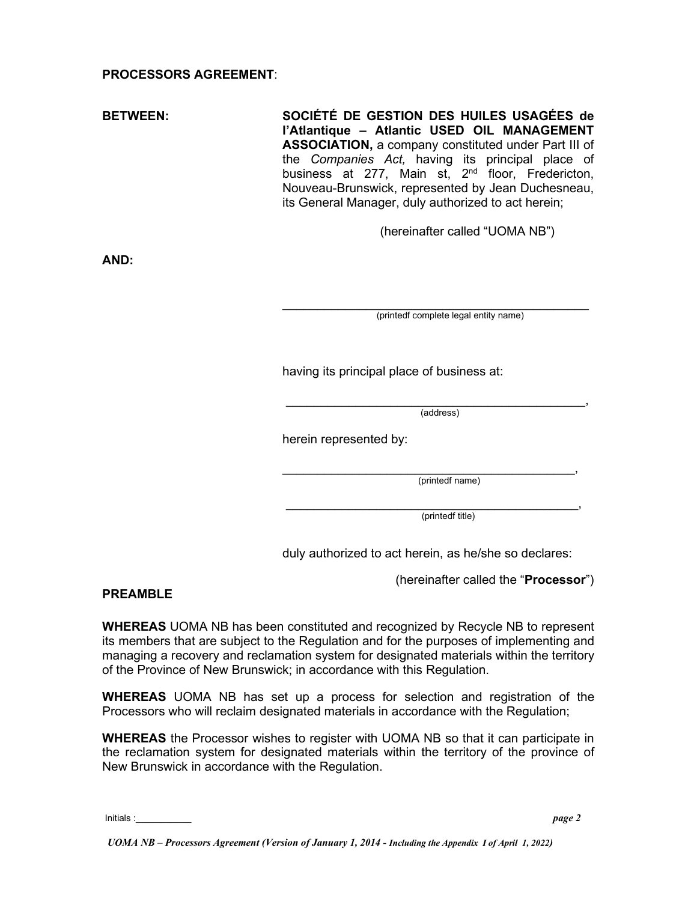**PROCESSORS AGREEMENT**:

**BETWEEN:**

**SOCIÉTÉ DE GESTION DES HUILES USAGÉES de l'Atlantique – Atlantic USED OIL MANAGEMENT ASSOCIATION,** a company constituted under Part III of the *Companies Act,* having its principal place of business at 277, Main st, 2nd floor, Fredericton, Nouveau-Brunswick, represented by Jean Duchesneau, its General Manager, duly authorized to act herein;

(hereinafter called "UOMA NB")

**AND:**

_______________________________________________
(printedf complete legal entity name)

having its principal place of business at:

_______________________________________________,
(address)

herein represented by:

_______________________________________________,
(printedf name)

_______________________________________________,
(printedf title)

duly authorized to act herein, as he/she so declares:

(hereinafter called the "**Processor**")

**PREAMBLE**

**WHEREAS** UOMA NB has been constituted and recognized by Recycle NB to represent its members that are subject to the Regulation and for the purposes of implementing and managing a recovery and reclamation system for designated materials within the territory of the Province of New Brunswick; in accordance with this Regulation.

**WHEREAS** UOMA NB has set up a process for selection and registration of the Processors who will reclaim designated materials in accordance with the Regulation;

**WHEREAS** the Processor wishes to register with UOMA NB so that it can participate in the reclamation system for designated materials within the territory of the province of New Brunswick in accordance with the Regulation.

Initials :___________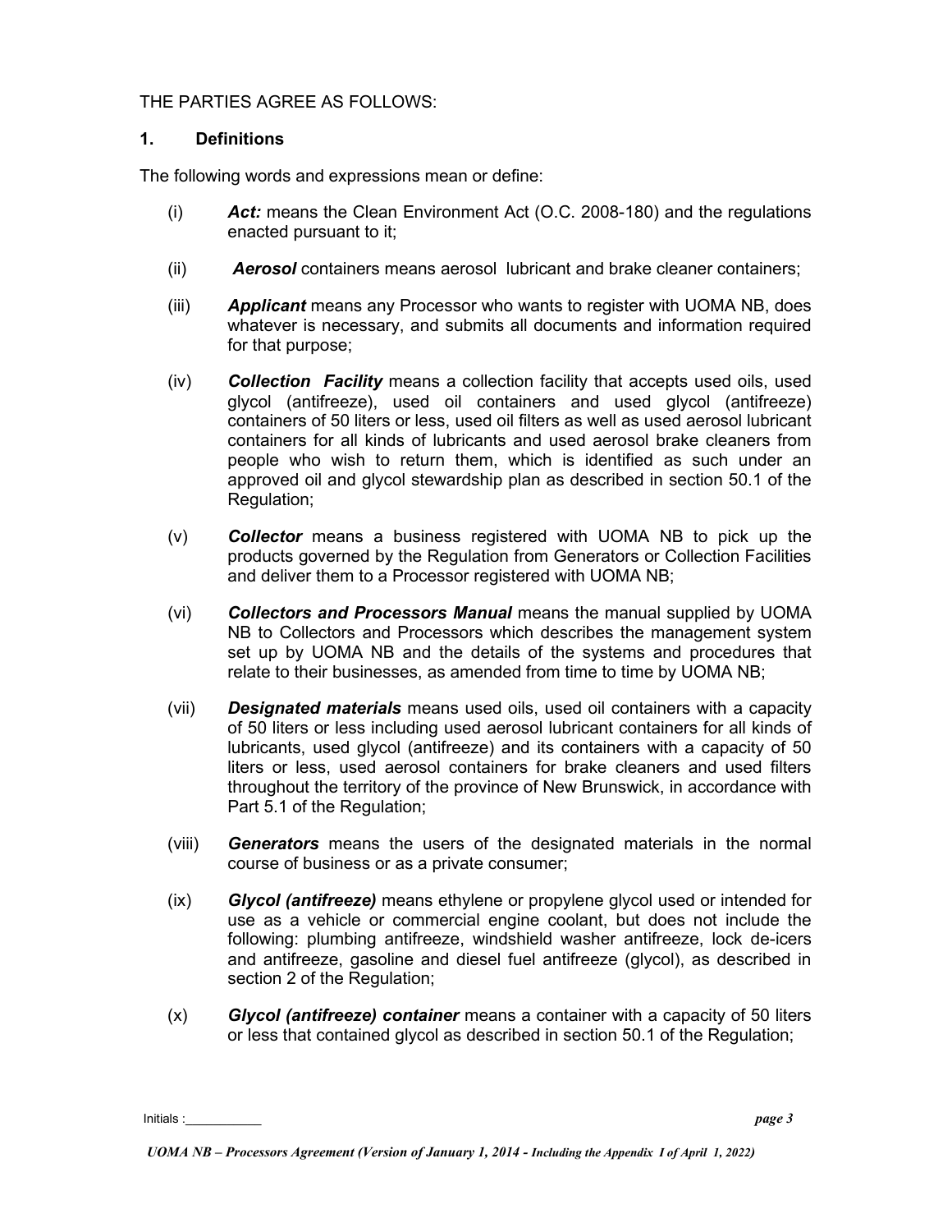THE PARTIES AGREE AS FOLLOWS:

## 1. Definitions

The following words and expressions mean or define:

(i) ***Act:*** means the Clean Environment Act (O.C. 2008-180) and the regulations enacted pursuant to it;

(ii) ***Aerosol*** containers means aerosol lubricant and brake cleaner containers;

(iii) ***Applicant*** means any Processor who wants to register with UOMA NB, does whatever is necessary, and submits all documents and information required for that purpose;

(iv) ***Collection Facility*** means a collection facility that accepts used oils, used glycol (antifreeze), used oil containers and used glycol (antifreeze) containers of 50 liters or less, used oil filters as well as used aerosol lubricant containers for all kinds of lubricants and used aerosol brake cleaners from people who wish to return them, which is identified as such under an approved oil and glycol stewardship plan as described in section 50.1 of the Regulation;

(v) ***Collector*** means a business registered with UOMA NB to pick up the products governed by the Regulation from Generators or Collection Facilities and deliver them to a Processor registered with UOMA NB;

(vi) ***Collectors and Processors Manual*** means the manual supplied by UOMA NB to Collectors and Processors which describes the management system set up by UOMA NB and the details of the systems and procedures that relate to their businesses, as amended from time to time by UOMA NB;

(vii) ***Designated materials*** means used oils, used oil containers with a capacity of 50 liters or less including used aerosol lubricant containers for all kinds of lubricants, used glycol (antifreeze) and its containers with a capacity of 50 liters or less, used aerosol containers for brake cleaners and used filters throughout the territory of the province of New Brunswick, in accordance with Part 5.1 of the Regulation;

(viii) ***Generators*** means the users of the designated materials in the normal course of business or as a private consumer;

(ix) ***Glycol (antifreeze)*** means ethylene or propylene glycol used or intended for use as a vehicle or commercial engine coolant, but does not include the following: plumbing antifreeze, windshield washer antifreeze, lock de-icers and antifreeze, gasoline and diesel fuel antifreeze (glycol), as described in section 2 of the Regulation;

(x) ***Glycol (antifreeze) container*** means a container with a capacity of 50 liters or less that contained glycol as described in section 50.1 of the Regulation;

Initials :__________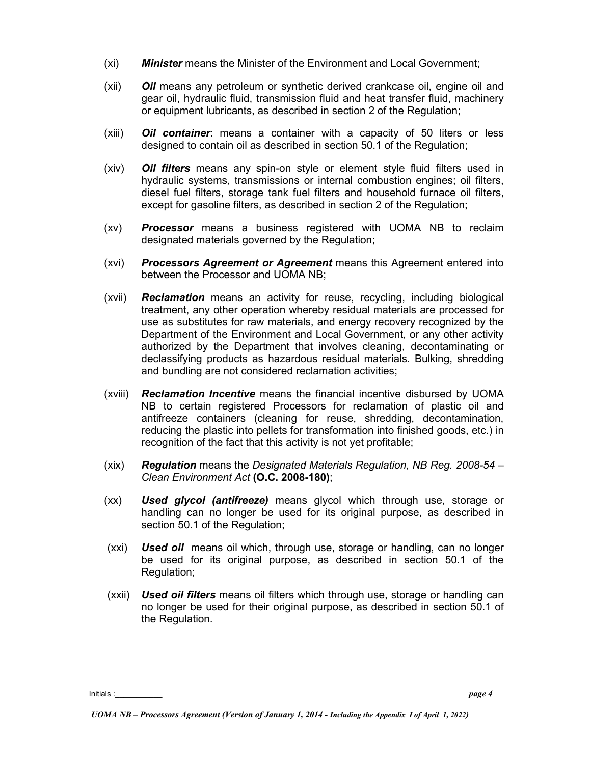(xi) ***Minister*** means the Minister of the Environment and Local Government;

(xii) ***Oil*** means any petroleum or synthetic derived crankcase oil, engine oil and gear oil, hydraulic fluid, transmission fluid and heat transfer fluid, machinery or equipment lubricants, as described in section 2 of the Regulation;

(xiii) ***Oil container***: means a container with a capacity of 50 liters or less designed to contain oil as described in section 50.1 of the Regulation;

(xiv) ***Oil filters*** means any spin-on style or element style fluid filters used in hydraulic systems, transmissions or internal combustion engines; oil filters, diesel fuel filters, storage tank fuel filters and household furnace oil filters, except for gasoline filters, as described in section 2 of the Regulation;

(xv) ***Processor*** means a business registered with UOMA NB to reclaim designated materials governed by the Regulation;

(xvi) ***Processors Agreement or Agreement*** means this Agreement entered into between the Processor and UOMA NB;

(xvii) ***Reclamation*** means an activity for reuse, recycling, including biological treatment, any other operation whereby residual materials are processed for use as substitutes for raw materials, and energy recovery recognized by the Department of the Environment and Local Government, or any other activity authorized by the Department that involves cleaning, decontaminating or declassifying products as hazardous residual materials. Bulking, shredding and bundling are not considered reclamation activities;

(xviii) ***Reclamation Incentive*** means the financial incentive disbursed by UOMA NB to certain registered Processors for reclamation of plastic oil and antifreeze containers (cleaning for reuse, shredding, decontamination, reducing the plastic into pellets for transformation into finished goods, etc.) in recognition of the fact that this activity is not yet profitable;

(xix) ***Regulation*** means the *Designated Materials Regulation, NB Reg. 2008-54 – Clean Environment Act* **(O.C. 2008-180)**;

(xx) ***Used glycol (antifreeze)*** means glycol which through use, storage or handling can no longer be used for its original purpose, as described in section 50.1 of the Regulation;

(xxi) ***Used oil*** means oil which, through use, storage or handling, can no longer be used for its original purpose, as described in section 50.1 of the Regulation;

(xxii) ***Used oil filters*** means oil filters which through use, storage or handling can no longer be used for their original purpose, as described in section 50.1 of the Regulation.

Initials :__________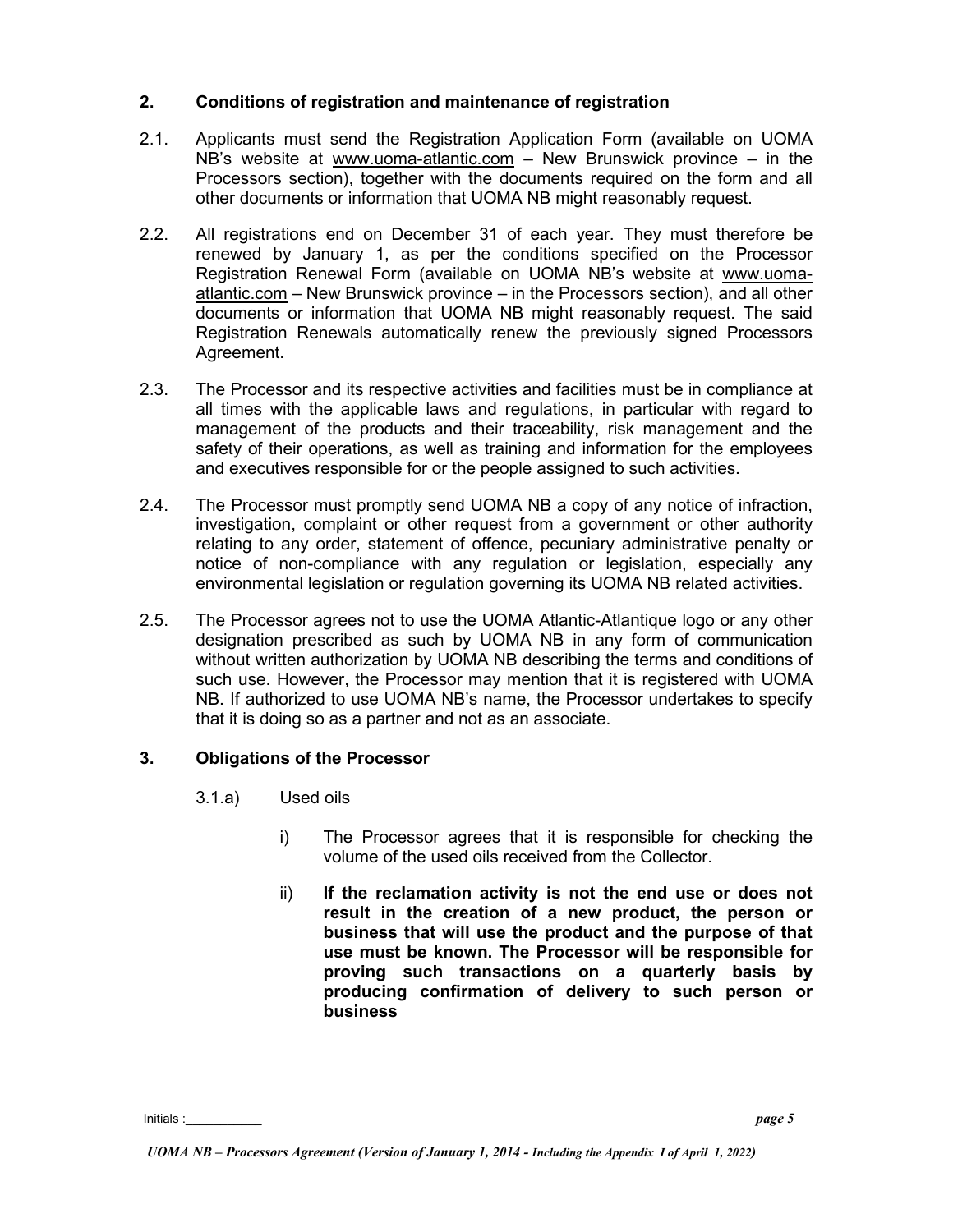## 2. Conditions of registration and maintenance of registration

2.1. Applicants must send the Registration Application Form (available on UOMA NB's website at www.uoma-atlantic.com – New Brunswick province – in the Processors section), together with the documents required on the form and all other documents or information that UOMA NB might reasonably request.

2.2. All registrations end on December 31 of each year. They must therefore be renewed by January 1, as per the conditions specified on the Processor Registration Renewal Form (available on UOMA NB's website at www.uoma-atlantic.com – New Brunswick province – in the Processors section), and all other documents or information that UOMA NB might reasonably request. The said Registration Renewals automatically renew the previously signed Processors Agreement.

2.3. The Processor and its respective activities and facilities must be in compliance at all times with the applicable laws and regulations, in particular with regard to management of the products and their traceability, risk management and the safety of their operations, as well as training and information for the employees and executives responsible for or the people assigned to such activities.

2.4. The Processor must promptly send UOMA NB a copy of any notice of infraction, investigation, complaint or other request from a government or other authority relating to any order, statement of offence, pecuniary administrative penalty or notice of non-compliance with any regulation or legislation, especially any environmental legislation or regulation governing its UOMA NB related activities.

2.5. The Processor agrees not to use the UOMA Atlantic-Atlantique logo or any other designation prescribed as such by UOMA NB in any form of communication without written authorization by UOMA NB describing the terms and conditions of such use. However, the Processor may mention that it is registered with UOMA NB. If authorized to use UOMA NB's name, the Processor undertakes to specify that it is doing so as a partner and not as an associate.

## 3. Obligations of the Processor

3.1.a) Used oils

i) The Processor agrees that it is responsible for checking the volume of the used oils received from the Collector.

ii) **If the reclamation activity is not the end use or does not result in the creation of a new product, the person or business that will use the product and the purpose of that use must be known. The Processor will be responsible for proving such transactions on a quarterly basis by producing confirmation of delivery to such person or business**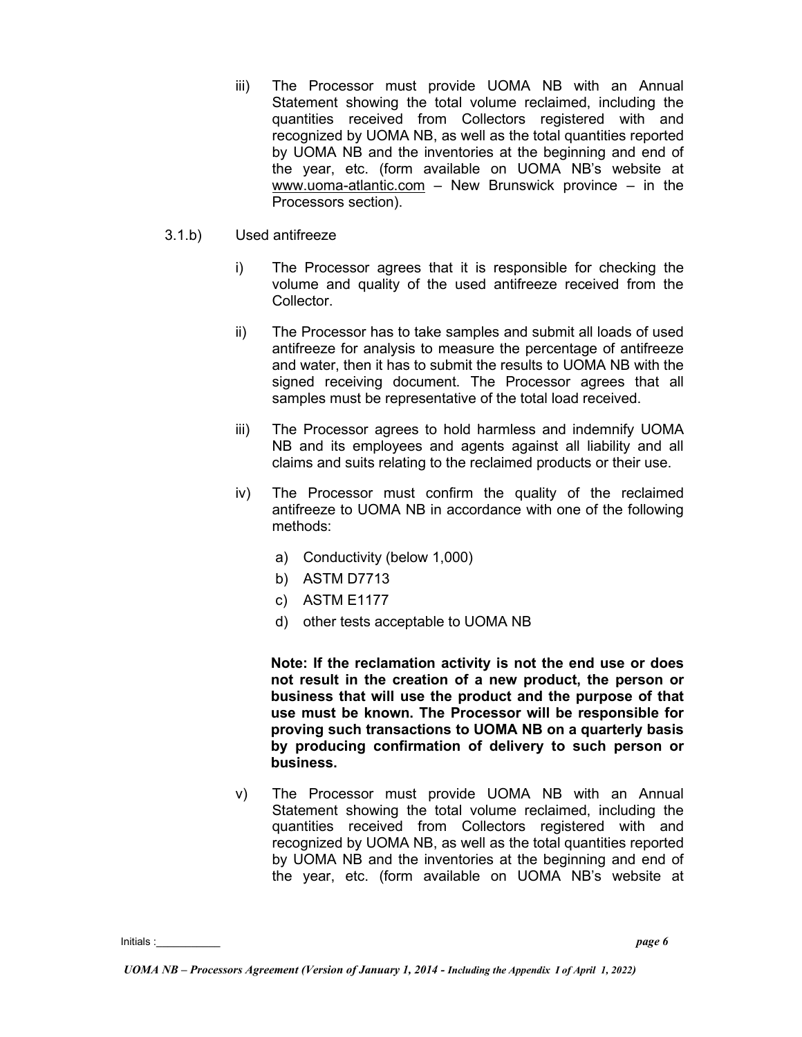iii) The Processor must provide UOMA NB with an Annual Statement showing the total volume reclaimed, including the quantities received from Collectors registered with and recognized by UOMA NB, as well as the total quantities reported by UOMA NB and the inventories at the beginning and end of the year, etc. (form available on UOMA NB's website at www.uoma-atlantic.com – New Brunswick province – in the Processors section).

3.1.b) Used antifreeze

i) The Processor agrees that it is responsible for checking the volume and quality of the used antifreeze received from the Collector.

ii) The Processor has to take samples and submit all loads of used antifreeze for analysis to measure the percentage of antifreeze and water, then it has to submit the results to UOMA NB with the signed receiving document. The Processor agrees that all samples must be representative of the total load received.

iii) The Processor agrees to hold harmless and indemnify UOMA NB and its employees and agents against all liability and all claims and suits relating to the reclaimed products or their use.

iv) The Processor must confirm the quality of the reclaimed antifreeze to UOMA NB in accordance with one of the following methods:

a) Conductivity (below 1,000)
b) ASTM D7713
c) ASTM E1177
d) other tests acceptable to UOMA NB

**Note: If the reclamation activity is not the end use or does not result in the creation of a new product, the person or business that will use the product and the purpose of that use must be known. The Processor will be responsible for proving such transactions to UOMA NB on a quarterly basis by producing confirmation of delivery to such person or business.**

v) The Processor must provide UOMA NB with an Annual Statement showing the total volume reclaimed, including the quantities received from Collectors registered with and recognized by UOMA NB, as well as the total quantities reported by UOMA NB and the inventories at the beginning and end of the year, etc. (form available on UOMA NB's website at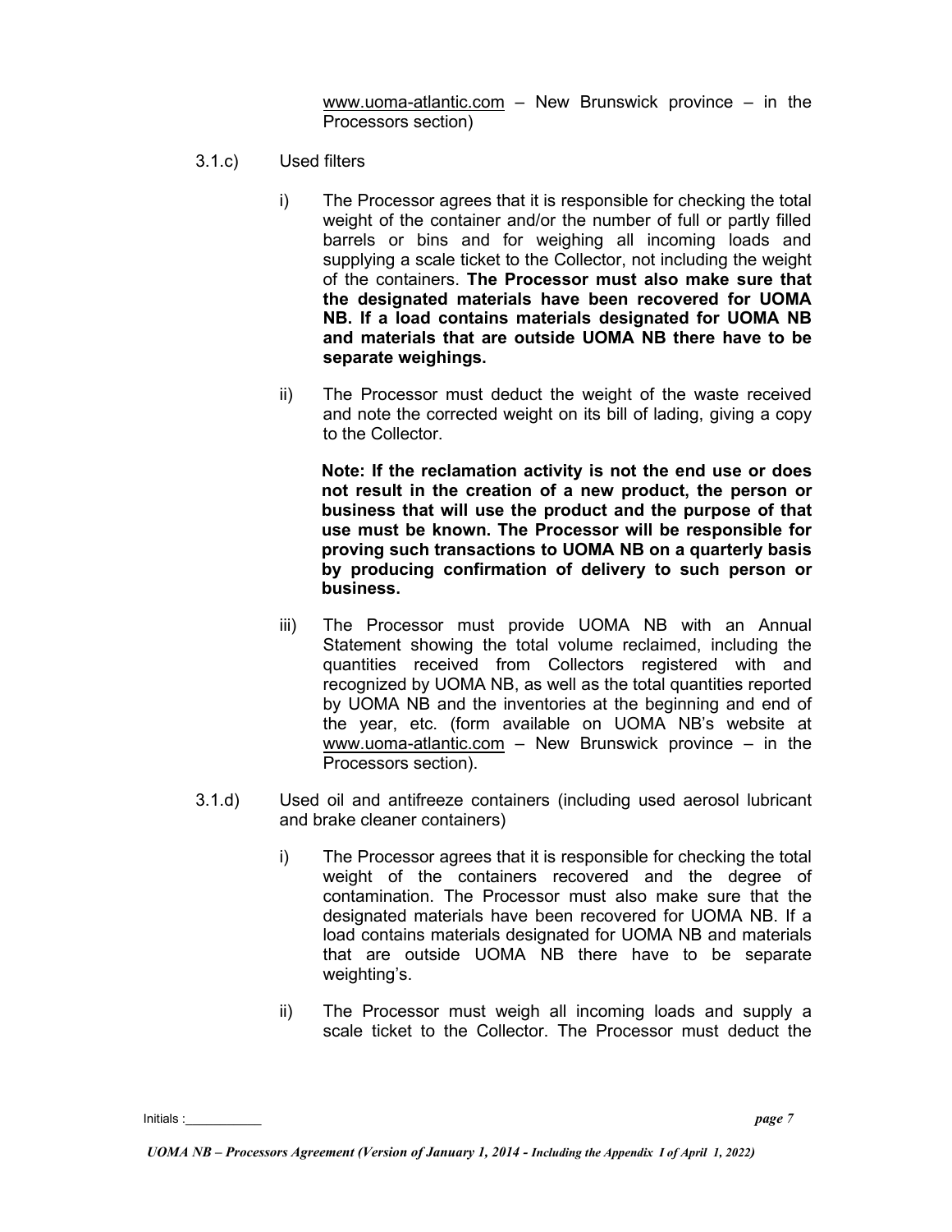www.uoma-atlantic.com – New Brunswick province – in the Processors section)

3.1.c) Used filters

i) The Processor agrees that it is responsible for checking the total weight of the container and/or the number of full or partly filled barrels or bins and for weighing all incoming loads and supplying a scale ticket to the Collector, not including the weight of the containers. **The Processor must also make sure that the designated materials have been recovered for UOMA NB. If a load contains materials designated for UOMA NB and materials that are outside UOMA NB there have to be separate weighings.**

ii) The Processor must deduct the weight of the waste received and note the corrected weight on its bill of lading, giving a copy to the Collector.

**Note: If the reclamation activity is not the end use or does not result in the creation of a new product, the person or business that will use the product and the purpose of that use must be known. The Processor will be responsible for proving such transactions to UOMA NB on a quarterly basis by producing confirmation of delivery to such person or business.**

iii) The Processor must provide UOMA NB with an Annual Statement showing the total volume reclaimed, including the quantities received from Collectors registered with and recognized by UOMA NB, as well as the total quantities reported by UOMA NB and the inventories at the beginning and end of the year, etc. (form available on UOMA NB's website at www.uoma-atlantic.com – New Brunswick province – in the Processors section).

3.1.d) Used oil and antifreeze containers (including used aerosol lubricant and brake cleaner containers)

i) The Processor agrees that it is responsible for checking the total weight of the containers recovered and the degree of contamination. The Processor must also make sure that the designated materials have been recovered for UOMA NB. If a load contains materials designated for UOMA NB and materials that are outside UOMA NB there have to be separate weighting's.

ii) The Processor must weigh all incoming loads and supply a scale ticket to the Collector. The Processor must deduct the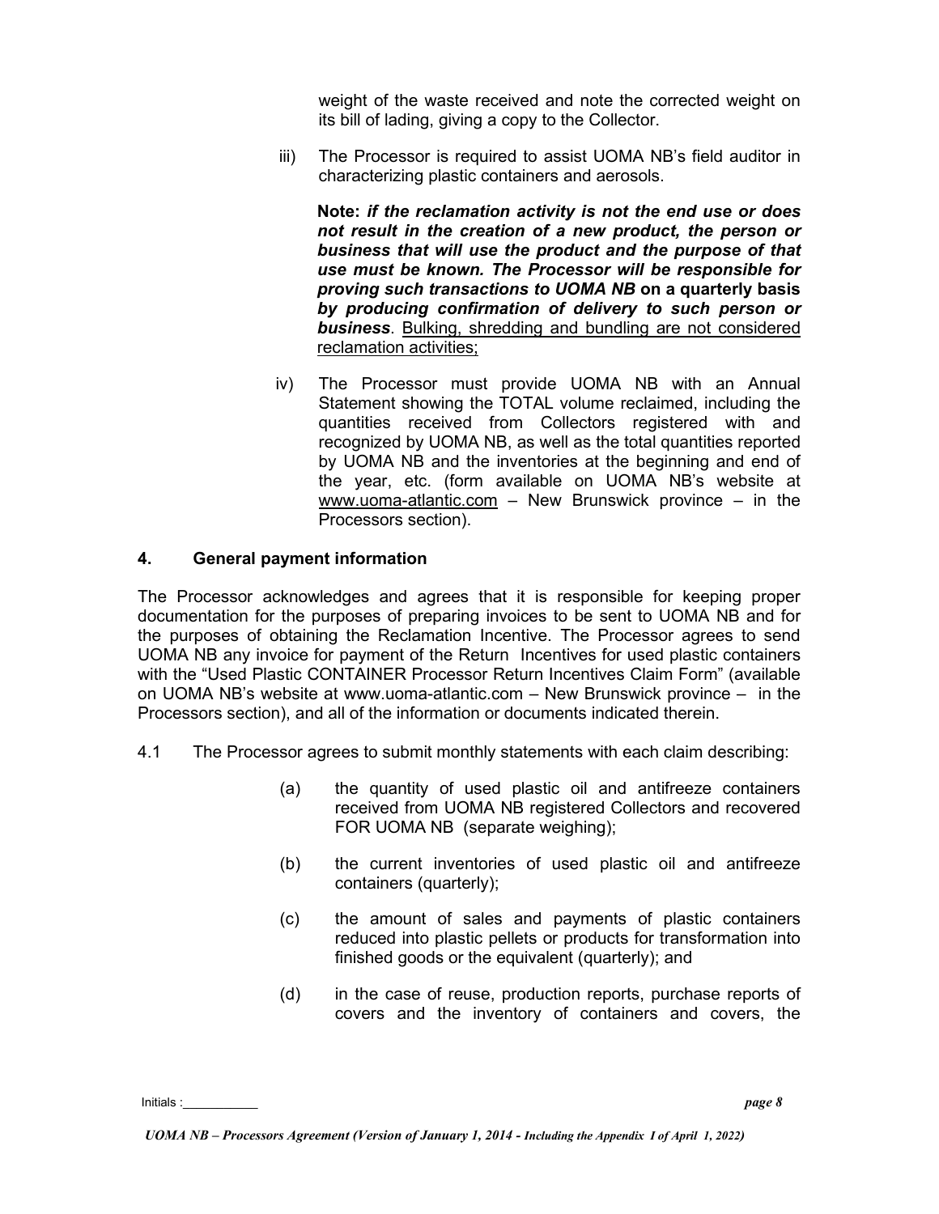weight of the waste received and note the corrected weight on its bill of lading, giving a copy to the Collector.

iii) The Processor is required to assist UOMA NB's field auditor in characterizing plastic containers and aerosols.

**Note:** ***if the reclamation activity is not the end use or does not result in the creation of a new product, the person or business that will use the product and the purpose of that use must be known. The Processor will be responsible for proving such transactions to UOMA NB*** **on a quarterly basis** ***by producing confirmation of delivery to such person or business***. <u>Bulking, shredding and bundling are not considered reclamation activities;</u>

iv) The Processor must provide UOMA NB with an Annual Statement showing the TOTAL volume reclaimed, including the quantities received from Collectors registered with and recognized by UOMA NB, as well as the total quantities reported by UOMA NB and the inventories at the beginning and end of the year, etc. (form available on UOMA NB's website at <u>www.uoma-atlantic.com</u> – New Brunswick province – in the Processors section).

## 4. General payment information

The Processor acknowledges and agrees that it is responsible for keeping proper documentation for the purposes of preparing invoices to be sent to UOMA NB and for the purposes of obtaining the Reclamation Incentive. The Processor agrees to send UOMA NB any invoice for payment of the Return Incentives for used plastic containers with the "Used Plastic CONTAINER Processor Return Incentives Claim Form" (available on UOMA NB's website at www.uoma-atlantic.com – New Brunswick province – in the Processors section), and all of the information or documents indicated therein.

4.1 The Processor agrees to submit monthly statements with each claim describing:

(a) the quantity of used plastic oil and antifreeze containers received from UOMA NB registered Collectors and recovered FOR UOMA NB (separate weighing);

(b) the current inventories of used plastic oil and antifreeze containers (quarterly);

(c) the amount of sales and payments of plastic containers reduced into plastic pellets or products for transformation into finished goods or the equivalent (quarterly); and

(d) in the case of reuse, production reports, purchase reports of covers and the inventory of containers and covers, the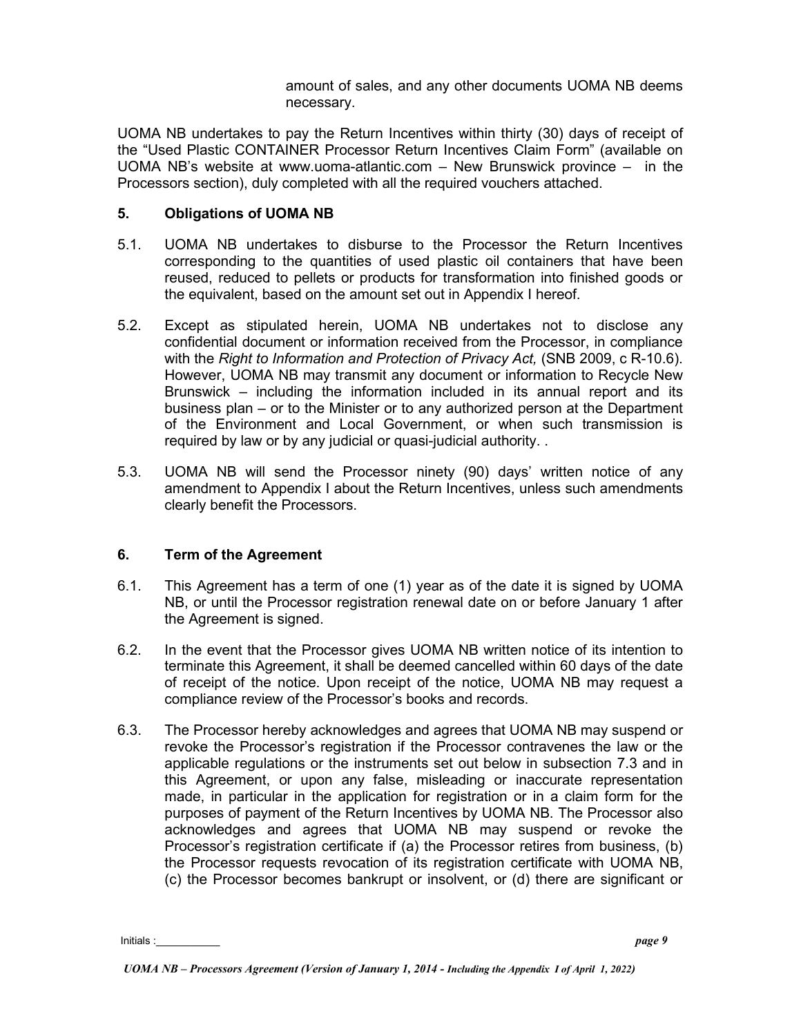amount of sales, and any other documents UOMA NB deems necessary.

UOMA NB undertakes to pay the Return Incentives within thirty (30) days of receipt of the "Used Plastic CONTAINER Processor Return Incentives Claim Form" (available on UOMA NB's website at www.uoma-atlantic.com – New Brunswick province – in the Processors section), duly completed with all the required vouchers attached.

## 5. Obligations of UOMA NB

5.1. UOMA NB undertakes to disburse to the Processor the Return Incentives corresponding to the quantities of used plastic oil containers that have been reused, reduced to pellets or products for transformation into finished goods or the equivalent, based on the amount set out in Appendix I hereof.

5.2. Except as stipulated herein, UOMA NB undertakes not to disclose any confidential document or information received from the Processor, in compliance with the *Right to Information and Protection of Privacy Act,* (SNB 2009, c R-10.6). However, UOMA NB may transmit any document or information to Recycle New Brunswick – including the information included in its annual report and its business plan – or to the Minister or to any authorized person at the Department of the Environment and Local Government, or when such transmission is required by law or by any judicial or quasi-judicial authority. .

5.3. UOMA NB will send the Processor ninety (90) days' written notice of any amendment to Appendix I about the Return Incentives, unless such amendments clearly benefit the Processors.

## 6. Term of the Agreement

6.1. This Agreement has a term of one (1) year as of the date it is signed by UOMA NB, or until the Processor registration renewal date on or before January 1 after the Agreement is signed.

6.2. In the event that the Processor gives UOMA NB written notice of its intention to terminate this Agreement, it shall be deemed cancelled within 60 days of the date of receipt of the notice. Upon receipt of the notice, UOMA NB may request a compliance review of the Processor's books and records.

6.3. The Processor hereby acknowledges and agrees that UOMA NB may suspend or revoke the Processor's registration if the Processor contravenes the law or the applicable regulations or the instruments set out below in subsection 7.3 and in this Agreement, or upon any false, misleading or inaccurate representation made, in particular in the application for registration or in a claim form for the purposes of payment of the Return Incentives by UOMA NB. The Processor also acknowledges and agrees that UOMA NB may suspend or revoke the Processor's registration certificate if (a) the Processor retires from business, (b) the Processor requests revocation of its registration certificate with UOMA NB, (c) the Processor becomes bankrupt or insolvent, or (d) there are significant or

Initials :__________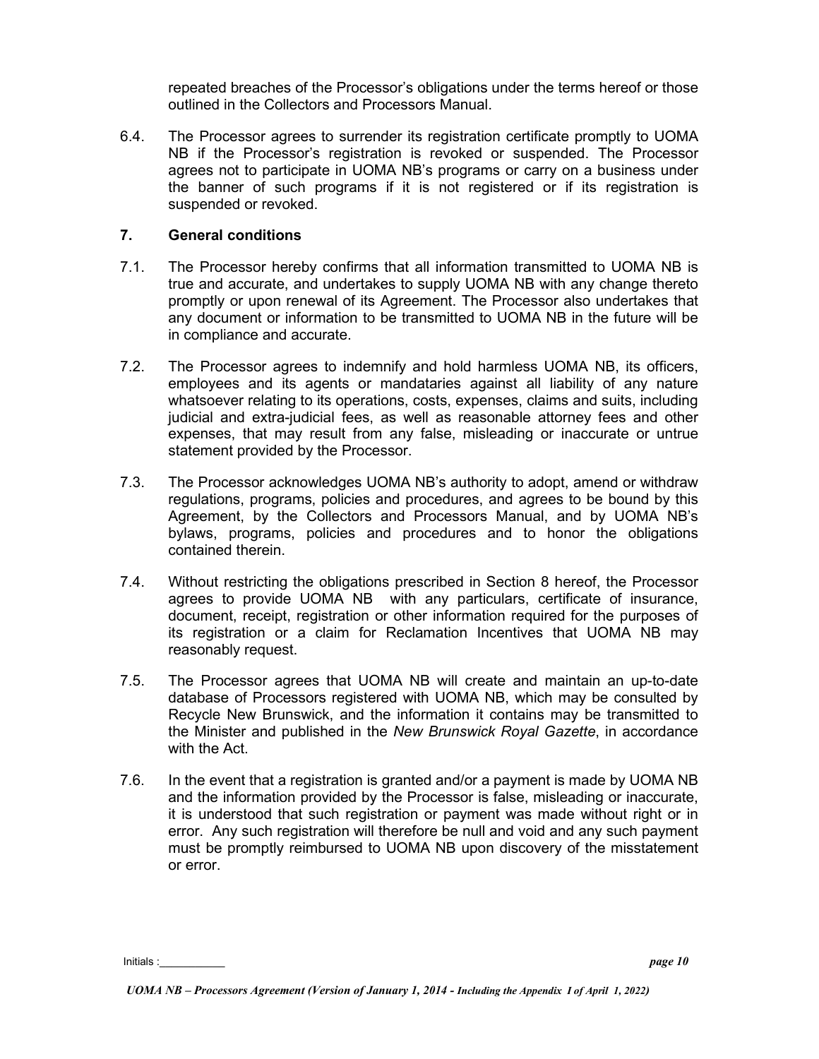repeated breaches of the Processor's obligations under the terms hereof or those outlined in the Collectors and Processors Manual.

6.4. The Processor agrees to surrender its registration certificate promptly to UOMA NB if the Processor's registration is revoked or suspended. The Processor agrees not to participate in UOMA NB's programs or carry on a business under the banner of such programs if it is not registered or if its registration is suspended or revoked.

## 7. General conditions

7.1. The Processor hereby confirms that all information transmitted to UOMA NB is true and accurate, and undertakes to supply UOMA NB with any change thereto promptly or upon renewal of its Agreement. The Processor also undertakes that any document or information to be transmitted to UOMA NB in the future will be in compliance and accurate.

7.2. The Processor agrees to indemnify and hold harmless UOMA NB, its officers, employees and its agents or mandataries against all liability of any nature whatsoever relating to its operations, costs, expenses, claims and suits, including judicial and extra-judicial fees, as well as reasonable attorney fees and other expenses, that may result from any false, misleading or inaccurate or untrue statement provided by the Processor.

7.3. The Processor acknowledges UOMA NB's authority to adopt, amend or withdraw regulations, programs, policies and procedures, and agrees to be bound by this Agreement, by the Collectors and Processors Manual, and by UOMA NB's bylaws, programs, policies and procedures and to honor the obligations contained therein.

7.4. Without restricting the obligations prescribed in Section 8 hereof, the Processor agrees to provide UOMA NB with any particulars, certificate of insurance, document, receipt, registration or other information required for the purposes of its registration or a claim for Reclamation Incentives that UOMA NB may reasonably request.

7.5. The Processor agrees that UOMA NB will create and maintain an up-to-date database of Processors registered with UOMA NB, which may be consulted by Recycle New Brunswick, and the information it contains may be transmitted to the Minister and published in the *New Brunswick Royal Gazette*, in accordance with the Act.

7.6. In the event that a registration is granted and/or a payment is made by UOMA NB and the information provided by the Processor is false, misleading or inaccurate, it is understood that such registration or payment was made without right or in error. Any such registration will therefore be null and void and any such payment must be promptly reimbursed to UOMA NB upon discovery of the misstatement or error.

Initials :__________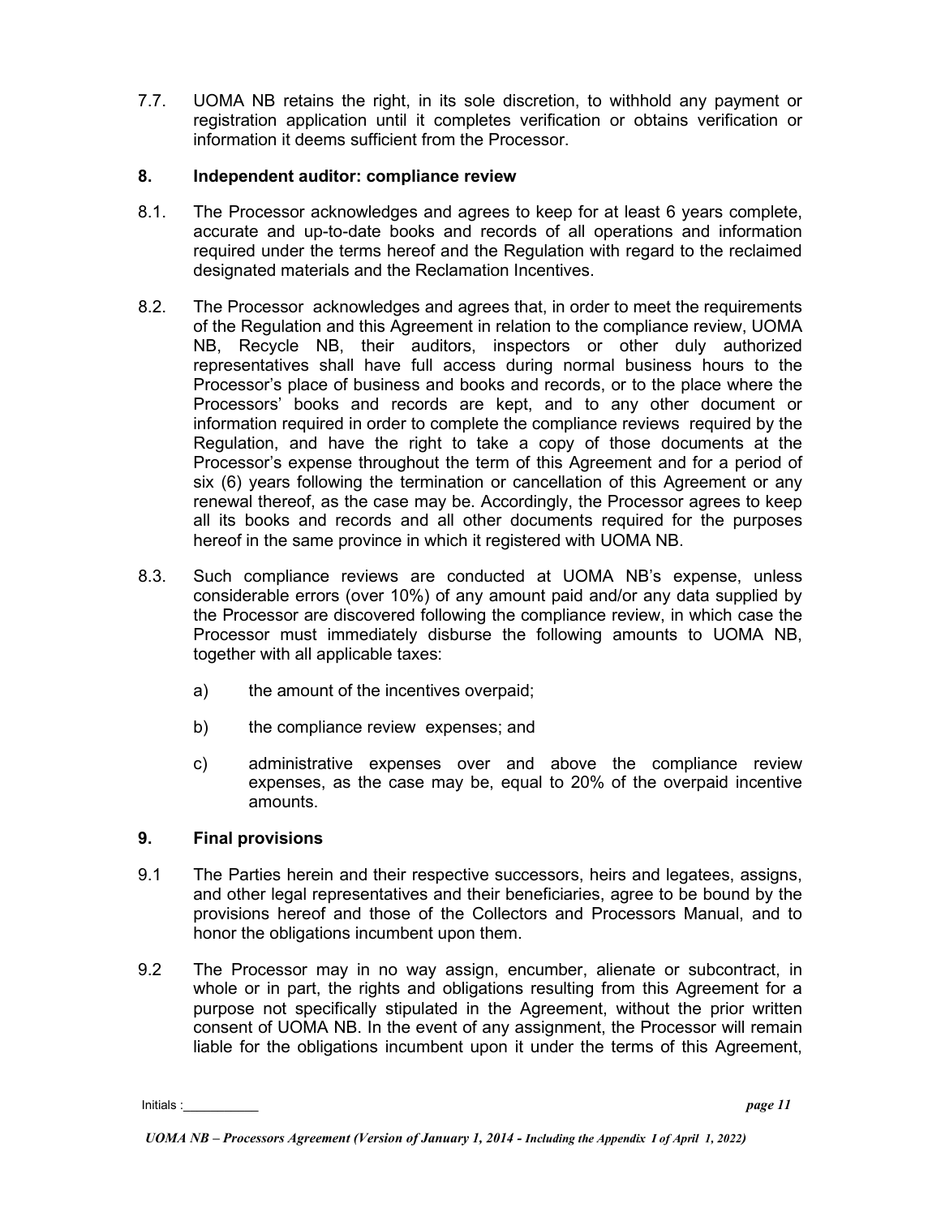7.7. UOMA NB retains the right, in its sole discretion, to withhold any payment or registration application until it completes verification or obtains verification or information it deems sufficient from the Processor.

## 8. Independent auditor: compliance review

8.1. The Processor acknowledges and agrees to keep for at least 6 years complete, accurate and up-to-date books and records of all operations and information required under the terms hereof and the Regulation with regard to the reclaimed designated materials and the Reclamation Incentives.

8.2. The Processor acknowledges and agrees that, in order to meet the requirements of the Regulation and this Agreement in relation to the compliance review, UOMA NB, Recycle NB, their auditors, inspectors or other duly authorized representatives shall have full access during normal business hours to the Processor's place of business and books and records, or to the place where the Processors' books and records are kept, and to any other document or information required in order to complete the compliance reviews required by the Regulation, and have the right to take a copy of those documents at the Processor's expense throughout the term of this Agreement and for a period of six (6) years following the termination or cancellation of this Agreement or any renewal thereof, as the case may be. Accordingly, the Processor agrees to keep all its books and records and all other documents required for the purposes hereof in the same province in which it registered with UOMA NB.

8.3. Such compliance reviews are conducted at UOMA NB's expense, unless considerable errors (over 10%) of any amount paid and/or any data supplied by the Processor are discovered following the compliance review, in which case the Processor must immediately disburse the following amounts to UOMA NB, together with all applicable taxes:

a) the amount of the incentives overpaid;

b) the compliance review expenses; and

c) administrative expenses over and above the compliance review expenses, as the case may be, equal to 20% of the overpaid incentive amounts.

## 9. Final provisions

9.1 The Parties herein and their respective successors, heirs and legatees, assigns, and other legal representatives and their beneficiaries, agree to be bound by the provisions hereof and those of the Collectors and Processors Manual, and to honor the obligations incumbent upon them.

9.2 The Processor may in no way assign, encumber, alienate or subcontract, in whole or in part, the rights and obligations resulting from this Agreement for a purpose not specifically stipulated in the Agreement, without the prior written consent of UOMA NB. In the event of any assignment, the Processor will remain liable for the obligations incumbent upon it under the terms of this Agreement,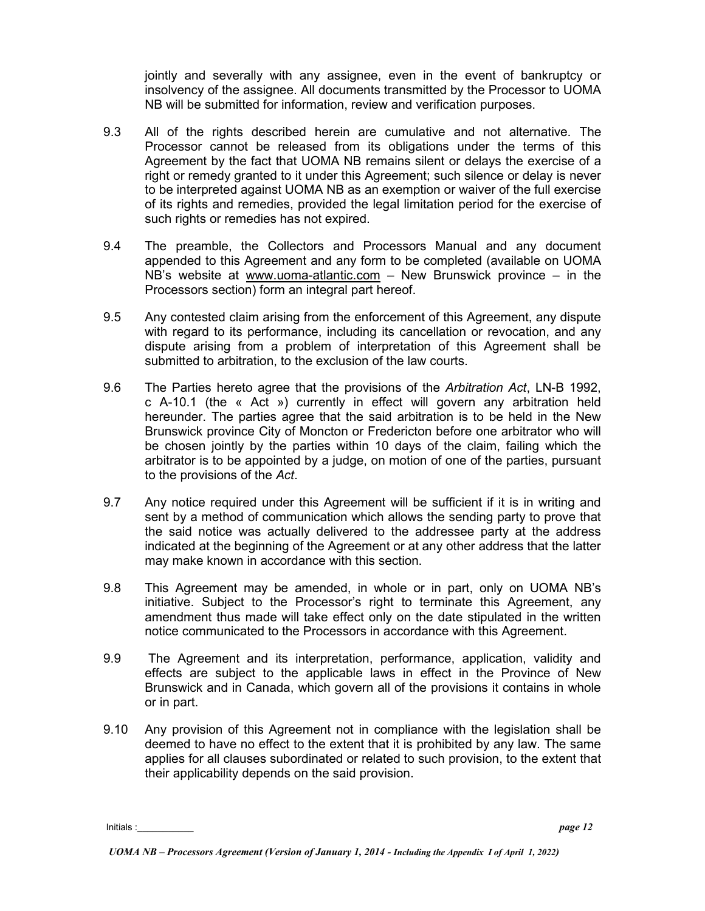jointly and severally with any assignee, even in the event of bankruptcy or insolvency of the assignee. All documents transmitted by the Processor to UOMA NB will be submitted for information, review and verification purposes.

9.3 All of the rights described herein are cumulative and not alternative. The Processor cannot be released from its obligations under the terms of this Agreement by the fact that UOMA NB remains silent or delays the exercise of a right or remedy granted to it under this Agreement; such silence or delay is never to be interpreted against UOMA NB as an exemption or waiver of the full exercise of its rights and remedies, provided the legal limitation period for the exercise of such rights or remedies has not expired.

9.4 The preamble, the Collectors and Processors Manual and any document appended to this Agreement and any form to be completed (available on UOMA NB's website at www.uoma-atlantic.com – New Brunswick province – in the Processors section) form an integral part hereof.

9.5 Any contested claim arising from the enforcement of this Agreement, any dispute with regard to its performance, including its cancellation or revocation, and any dispute arising from a problem of interpretation of this Agreement shall be submitted to arbitration, to the exclusion of the law courts.

9.6 The Parties hereto agree that the provisions of the *Arbitration Act*, LN-B 1992, c A-10.1 (the « Act ») currently in effect will govern any arbitration held hereunder. The parties agree that the said arbitration is to be held in the New Brunswick province City of Moncton or Fredericton before one arbitrator who will be chosen jointly by the parties within 10 days of the claim, failing which the arbitrator is to be appointed by a judge, on motion of one of the parties, pursuant to the provisions of the *Act*.

9.7 Any notice required under this Agreement will be sufficient if it is in writing and sent by a method of communication which allows the sending party to prove that the said notice was actually delivered to the addressee party at the address indicated at the beginning of the Agreement or at any other address that the latter may make known in accordance with this section.

9.8 This Agreement may be amended, in whole or in part, only on UOMA NB's initiative. Subject to the Processor's right to terminate this Agreement, any amendment thus made will take effect only on the date stipulated in the written notice communicated to the Processors in accordance with this Agreement.

9.9 The Agreement and its interpretation, performance, application, validity and effects are subject to the applicable laws in effect in the Province of New Brunswick and in Canada, which govern all of the provisions it contains in whole or in part.

9.10 Any provision of this Agreement not in compliance with the legislation shall be deemed to have no effect to the extent that it is prohibited by any law. The same applies for all clauses subordinated or related to such provision, to the extent that their applicability depends on the said provision.

Initials :__________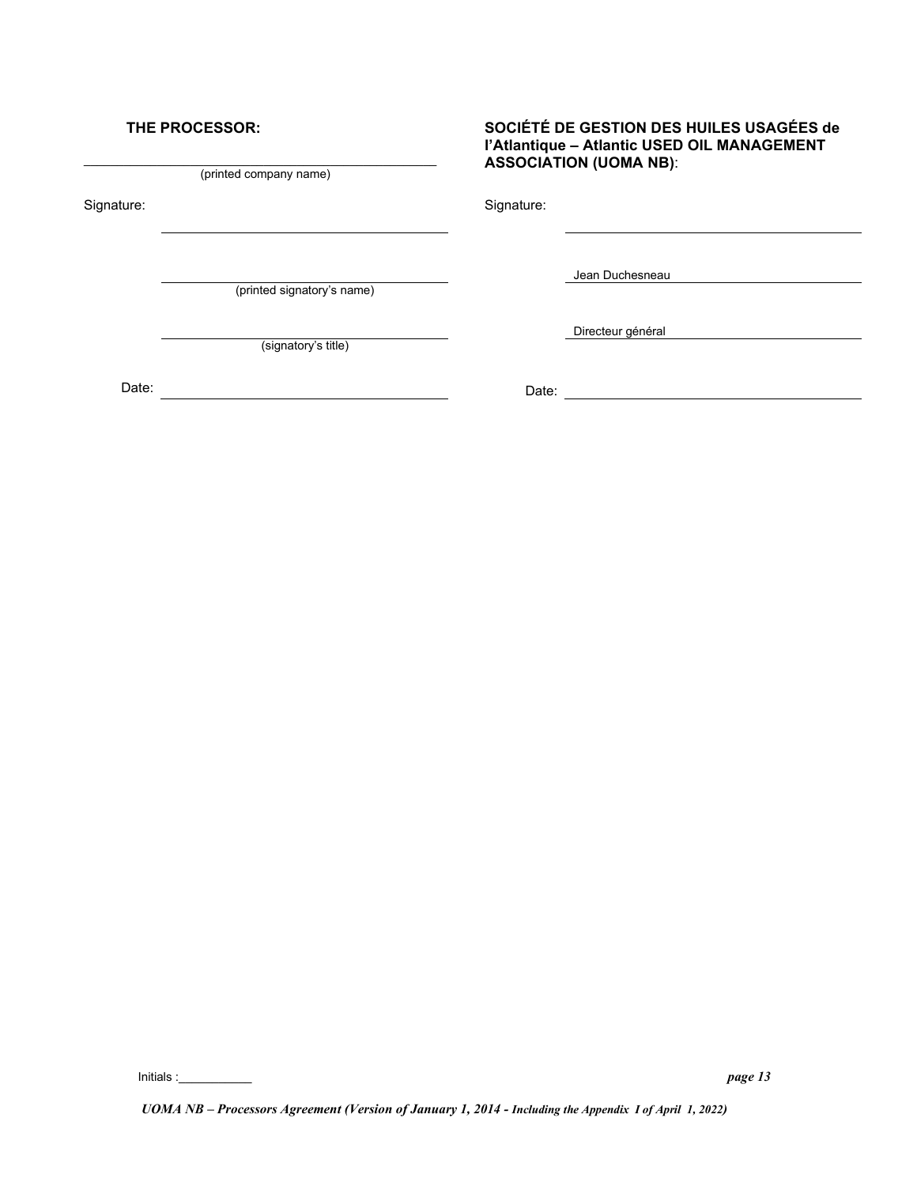**THE PROCESSOR:**

\_\_\_\_\_\_\_\_\_\_\_\_\_\_\_\_\_\_\_\_\_\_\_\_\_\_\_\_\_\_\_\_\_\_\_\_\_\_\_\_
(printed company name)

Signature: \_\_\_\_\_\_\_\_\_\_\_\_\_\_\_\_\_\_\_\_\_\_\_\_\_\_\_\_\_\_\_\_\_\_

\_\_\_\_\_\_\_\_\_\_\_\_\_\_\_\_\_\_\_\_\_\_\_\_\_\_\_\_\_\_\_\_\_\_
(printed signatory's name)

\_\_\_\_\_\_\_\_\_\_\_\_\_\_\_\_\_\_\_\_\_\_\_\_\_\_\_\_\_\_\_\_\_\_
(signatory's title)

Date: \_\_\_\_\_\_\_\_\_\_\_\_\_\_\_\_\_\_\_\_\_\_\_\_\_\_\_\_\_\_\_\_\_\_

**SOCIÉTÉ DE GESTION DES HUILES USAGÉES de l'Atlantique – Atlantic USED OIL MANAGEMENT ASSOCIATION (UOMA NB)**:

Signature: \_\_\_\_\_\_\_\_\_\_\_\_\_\_\_\_\_\_\_\_\_\_\_\_\_\_\_\_\_\_\_\_\_\_

Jean Duchesneau

Directeur général

Date: \_\_\_\_\_\_\_\_\_\_\_\_\_\_\_\_\_\_\_\_\_\_\_\_\_\_\_\_\_\_\_\_\_\_

Initials :\_\_\_\_\_\_\_\_\_\_\_

*UOMA NB – Processors Agreement (Version of January 1, 2014 - Including the Appendix I of April 1, 2022)*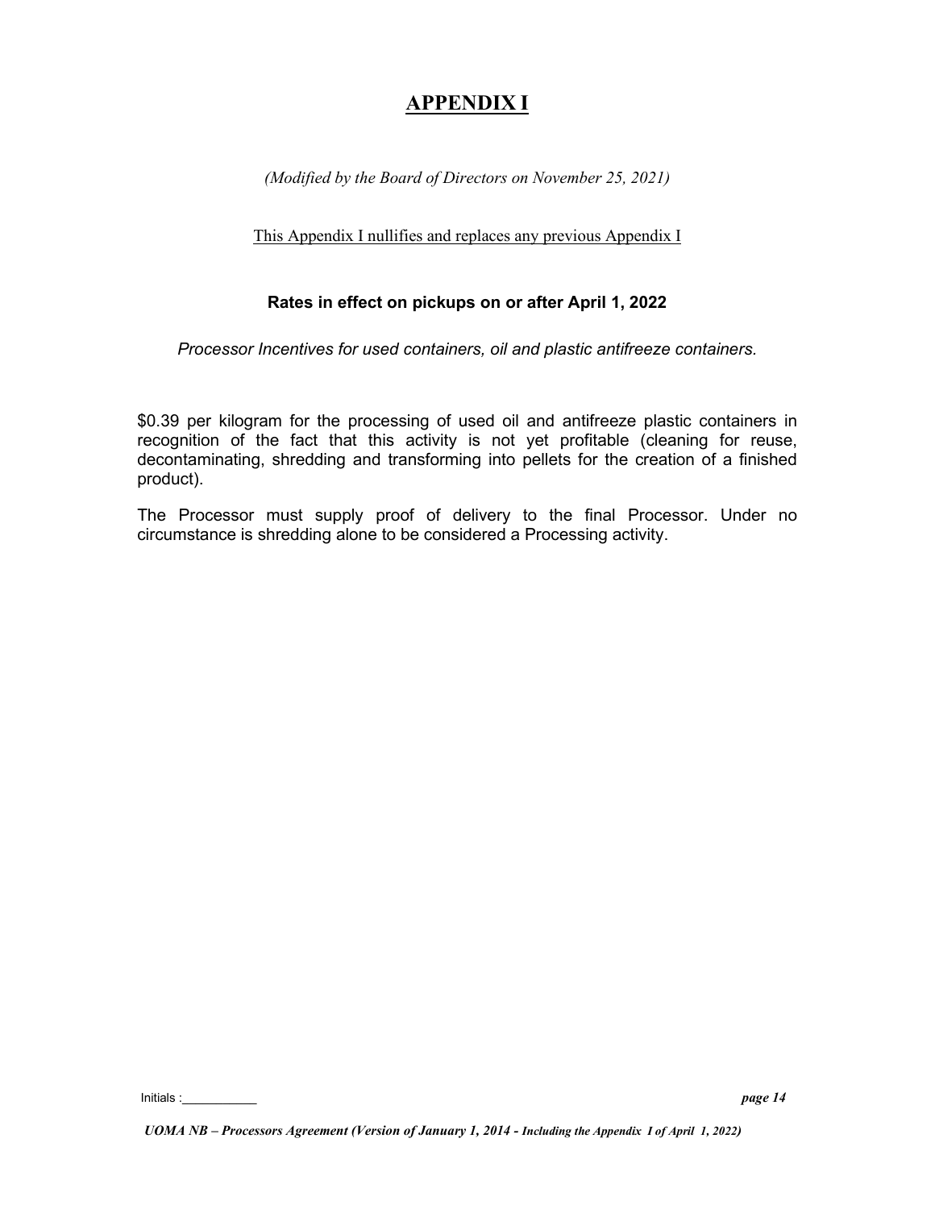# APPENDIX I

*(Modified by the Board of Directors on November 25, 2021)*

This Appendix I nullifies and replaces any previous Appendix I

**Rates in effect on pickups on or after April 1, 2022**

*Processor Incentives for used containers, oil and plastic antifreeze containers.*

$0.39 per kilogram for the processing of used oil and antifreeze plastic containers in recognition of the fact that this activity is not yet profitable (cleaning for reuse, decontaminating, shredding and transforming into pellets for the creation of a finished product).

The Processor must supply proof of delivery to the final Processor. Under no circumstance is shredding alone to be considered a Processing activity.

Initials :___________